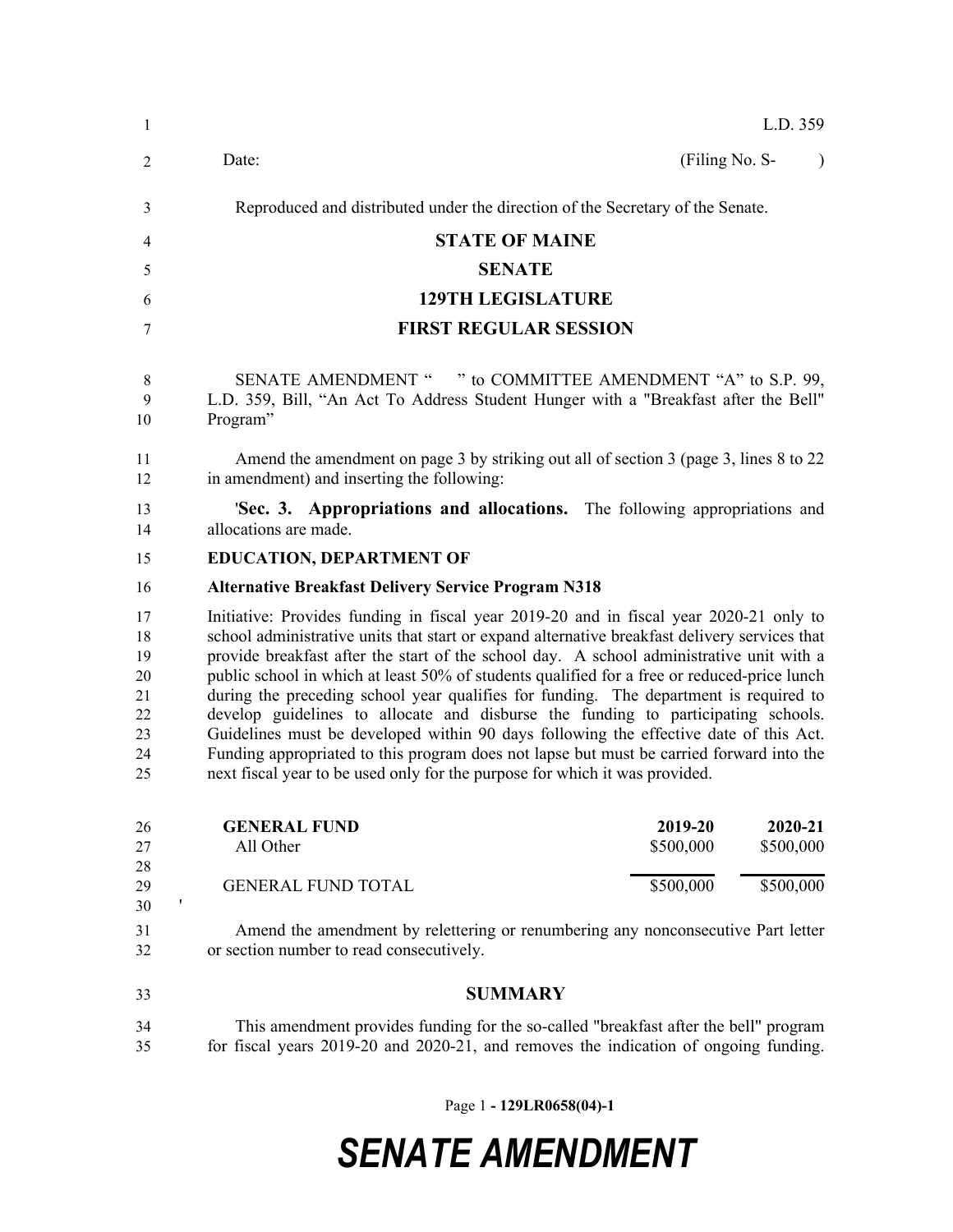L.D. 359

Date: (Filing No. S- )

Reproduced and distributed under the direction of the Secretary of the Senate.

# STATE OF MAINE

## SENATE

## 129TH LEGISLATURE

## FIRST REGULAR SESSION

SENATE AMENDMENT " " to COMMITTEE AMENDMENT "A" to S.P. 99, L.D. 359, Bill, "An Act To Address Student Hunger with a "Breakfast after the Bell" Program"

Amend the amendment on page 3 by striking out all of section 3 (page 3, lines 8 to 22 in amendment) and inserting the following:

'**Sec. 3. Appropriations and allocations.** The following appropriations and allocations are made.

**EDUCATION, DEPARTMENT OF**

**Alternative Breakfast Delivery Service Program N318**

Initiative: Provides funding in fiscal year 2019-20 and in fiscal year 2020-21 only to school administrative units that start or expand alternative breakfast delivery services that provide breakfast after the start of the school day. A school administrative unit with a public school in which at least 50% of students qualified for a free or reduced-price lunch during the preceding school year qualifies for funding. The department is required to develop guidelines to allocate and disburse the funding to participating schools. Guidelines must be developed within 90 days following the effective date of this Act. Funding appropriated to this program does not lapse but must be carried forward into the next fiscal year to be used only for the purpose for which it was provided.

| GENERAL FUND | 2019-20 | 2020-21 |
|---|---|---|
| All Other | $500,000 | $500,000 |
| GENERAL FUND TOTAL | $500,000 | $500,000 |

'

Amend the amendment by relettering or renumbering any nonconsecutive Part letter or section number to read consecutively.

## SUMMARY

This amendment provides funding for the so-called "breakfast after the bell" program for fiscal years 2019-20 and 2020-21, and removes the indication of ongoing funding.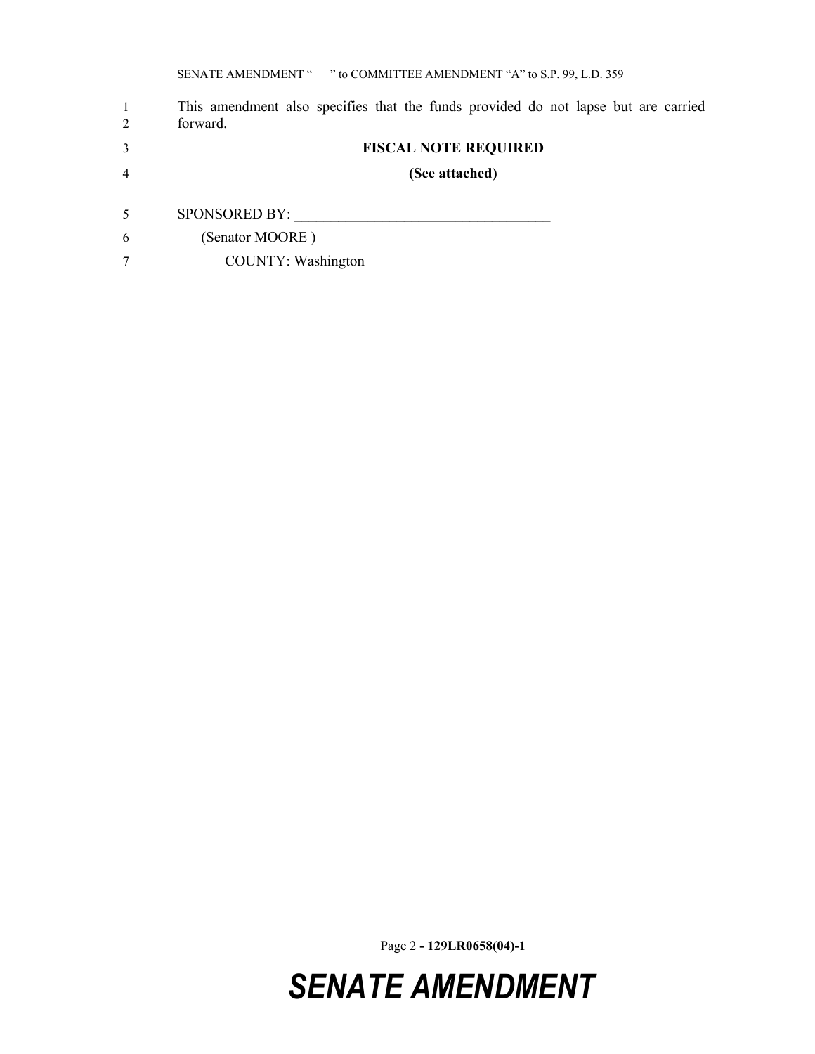This amendment also specifies that the funds provided do not lapse but are carried forward.

**FISCAL NOTE REQUIRED**

**(See attached)**

SPONSORED BY: ___________________________________

(Senator MOORE )

COUNTY: Washington

***SENATE AMENDMENT***